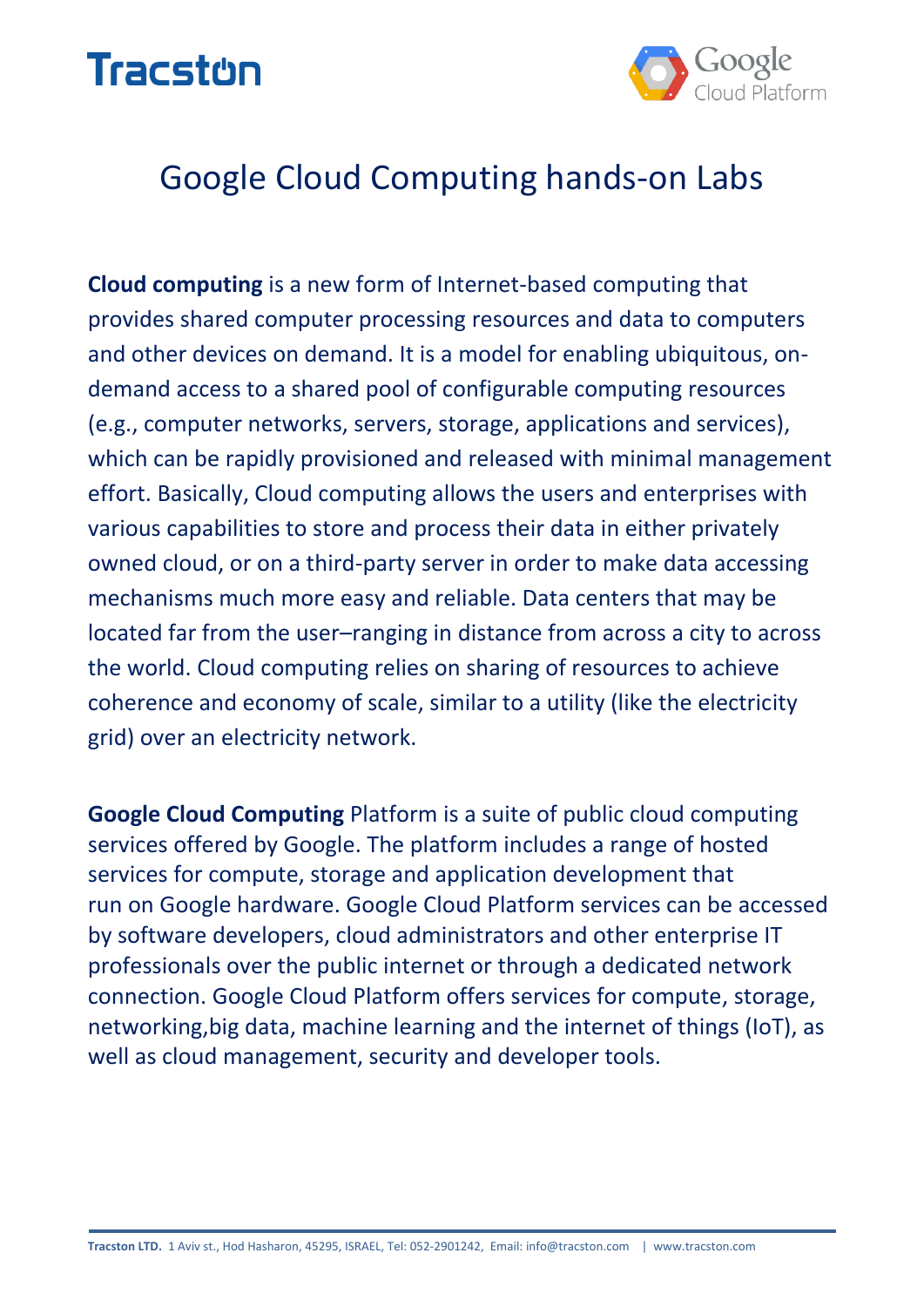Tracston

Google Cloud Platform

# Google Cloud Computing hands-on Labs

**Cloud computing** is a new form of Internet-based computing that provides shared computer processing resources and data to computers and other devices on demand. It is a model for enabling ubiquitous, on-demand access to a shared pool of configurable computing resources (e.g., computer networks, servers, storage, applications and services), which can be rapidly provisioned and released with minimal management effort. Basically, Cloud computing allows the users and enterprises with various capabilities to store and process their data in either privately owned cloud, or on a third-party server in order to make data accessing mechanisms much more easy and reliable. Data centers that may be located far from the user–ranging in distance from across a city to across the world. Cloud computing relies on sharing of resources to achieve coherence and economy of scale, similar to a utility (like the electricity grid) over an electricity network.

**Google Cloud Computing** Platform is a suite of public cloud computing services offered by Google. The platform includes a range of hosted services for compute, storage and application development that run on Google hardware. Google Cloud Platform services can be accessed by software developers, cloud administrators and other enterprise IT professionals over the public internet or through a dedicated network connection. Google Cloud Platform offers services for compute, storage, networking,big data, machine learning and the internet of things (IoT), as well as cloud management, security and developer tools.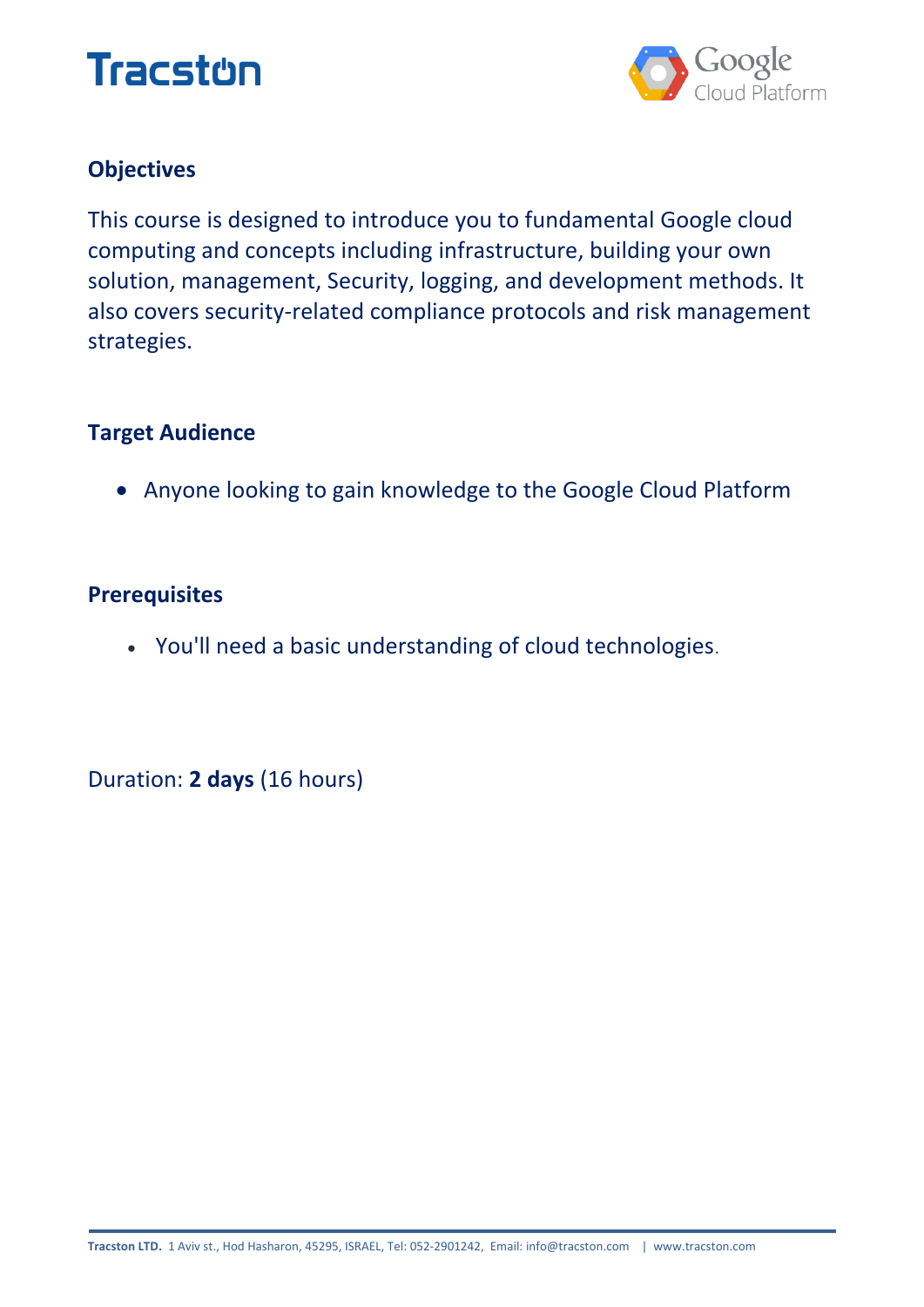## Objectives

This course is designed to introduce you to fundamental Google cloud computing and concepts including infrastructure, building your own solution, management, Security, logging, and development methods. It also covers security-related compliance protocols and risk management strategies.

## Target Audience

- Anyone looking to gain knowledge to the Google Cloud Platform

## Prerequisites

- You'll need a basic understanding of cloud technologies.

Duration: **2 days** (16 hours)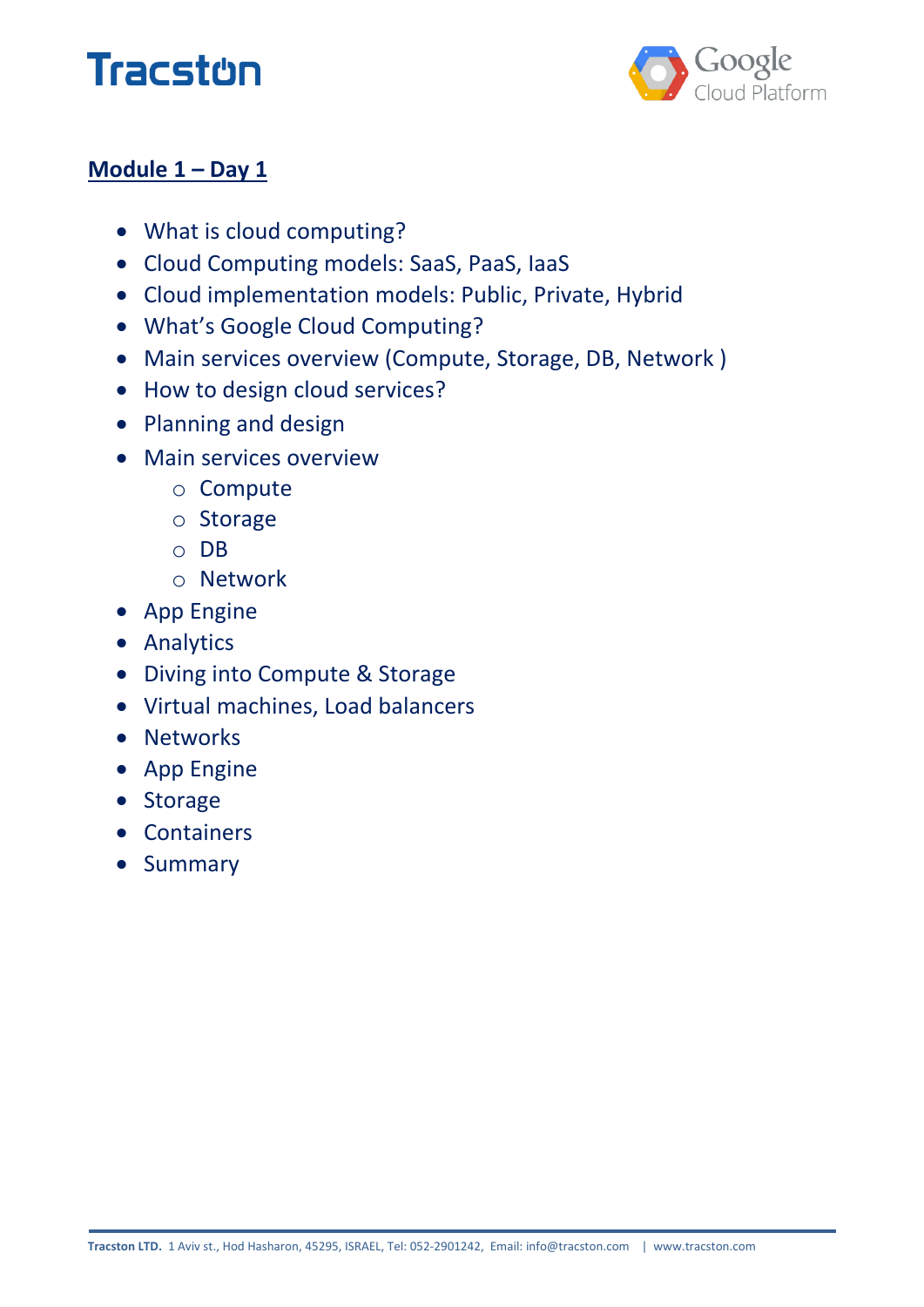## Module 1 – Day 1

- What is cloud computing?
- Cloud Computing models: SaaS, PaaS, IaaS
- Cloud implementation models: Public, Private, Hybrid
- What's Google Cloud Computing?
- Main services overview (Compute, Storage, DB, Network )
- How to design cloud services?
- Planning and design
- Main services overview
    - Compute
    - Storage
    - DB
    - Network
- App Engine
- Analytics
- Diving into Compute & Storage
- Virtual machines, Load balancers
- Networks
- App Engine
- Storage
- Containers
- Summary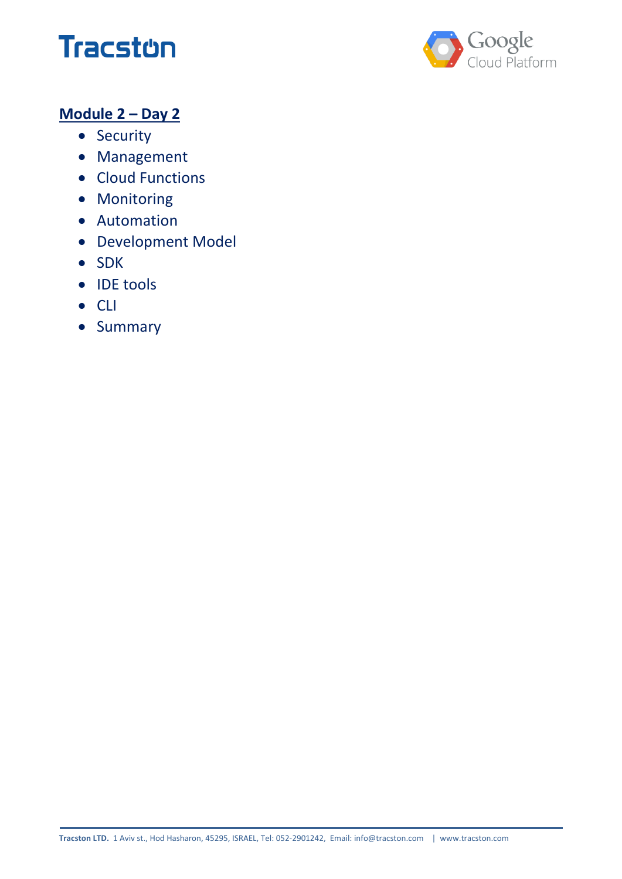## Module 2 – Day 2

- Security
- Management
- Cloud Functions
- Monitoring
- Automation
- Development Model
- SDK
- IDE tools
- CLI
- Summary